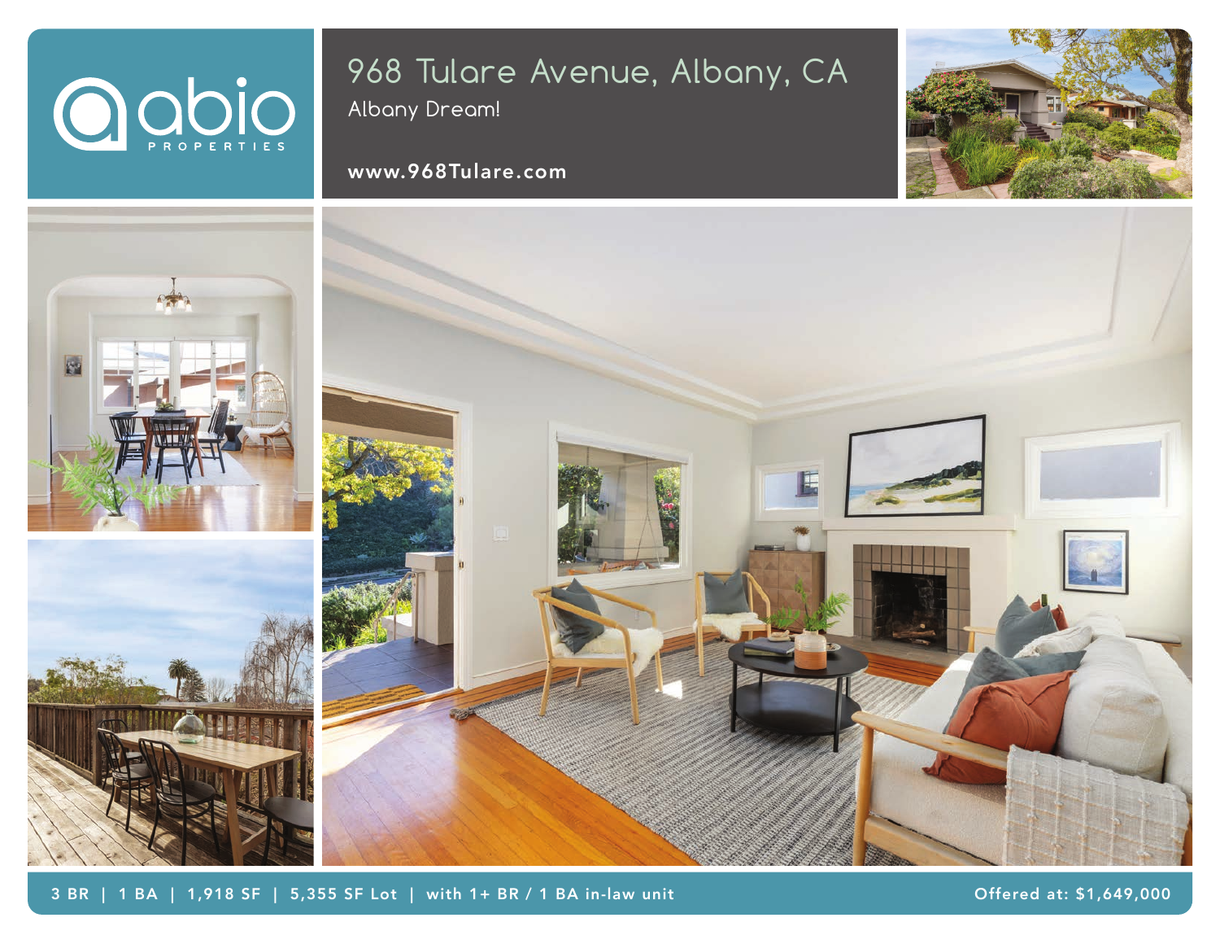abio PROPERTIES

# 968 Tulare Avenue, Albany, CA

Albany Dream!

**www.968Tulare.com**

3 BR | 1 BA | 1,918 SF | 5,355 SF Lot | with 1+ BR / 1 BA in-law unit

Offered at: $1,649,000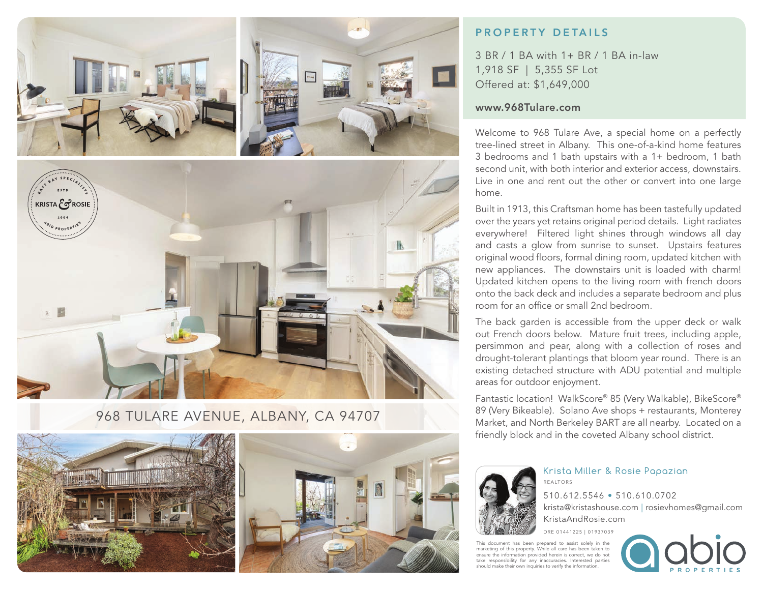# 968 TULARE AVENUE, ALBANY, CA 94707

## PROPERTY DETAILS

3 BR / 1 BA with 1+ BR / 1 BA in-law
1,918 SF | 5,355 SF Lot
Offered at: $1,649,000

**www.968Tulare.com**

Welcome to 968 Tulare Ave, a special home on a perfectly tree-lined street in Albany. This one-of-a-kind home features 3 bedrooms and 1 bath upstairs with a 1+ bedroom, 1 bath second unit, with both interior and exterior access, downstairs. Live in one and rent out the other or convert into one large home.

Built in 1913, this Craftsman home has been tastefully updated over the years yet retains original period details. Light radiates everywhere! Filtered light shines through windows all day and casts a glow from sunrise to sunset. Upstairs features original wood floors, formal dining room, updated kitchen with new appliances. The downstairs unit is loaded with charm! Updated kitchen opens to the living room with french doors onto the back deck and includes a separate bedroom and plus room for an office or small 2nd bedroom.

The back garden is accessible from the upper deck or walk out French doors below. Mature fruit trees, including apple, persimmon and pear, along with a collection of roses and drought-tolerant plantings that bloom year round. There is an existing detached structure with ADU potential and multiple areas for outdoor enjoyment.

Fantastic location! WalkScore® 85 (Very Walkable), BikeScore® 89 (Very Bikeable). Solano Ave shops + restaurants, Monterey Market, and North Berkeley BART are all nearby. Located on a friendly block and in the coveted Albany school district.

East Bay Specialists · ESTD 2004 · KRISTA & ROSIE · Abio Properties

**Krista Miller & Rosie Papazian**
REALTORS

510.612.5546 • 510.610.0702
krista@kristashouse.com | rosievhomes@gmail.com
KristaAndRosie.com

DRE 01441225 | 01937039

This document has been prepared to assist solely in the marketing of this property. While all care has been taken to ensure the information provided herein is correct, we do not take responsibility for any inaccuracies. Interested parties should make their own inquiries to verify the information.

abio PROPERTIES